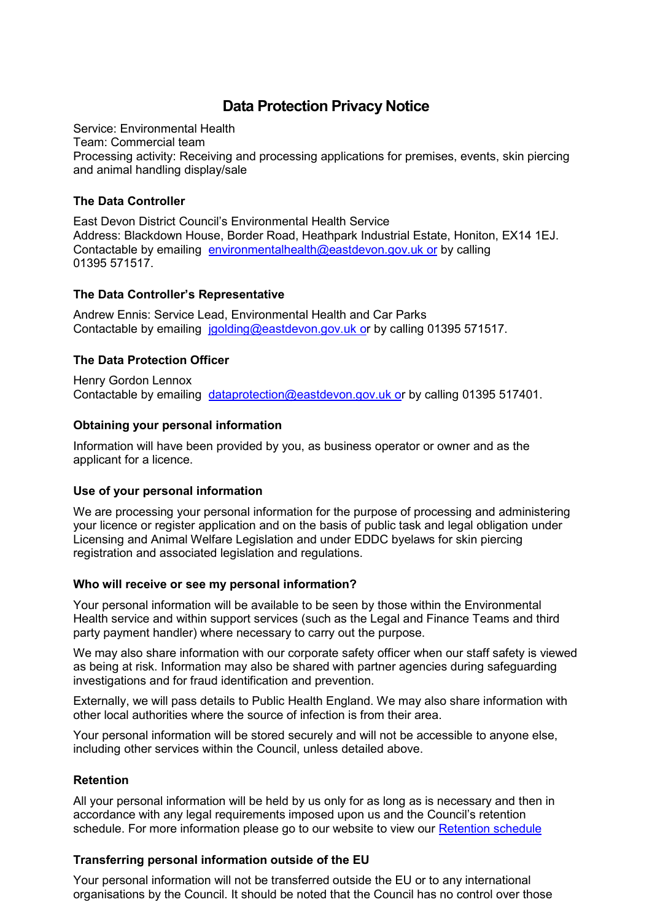# Data Protection Privacy Notice

Service: Environmental Health
Team: Commercial team
Processing activity: Receiving and processing applications for premises, events, skin piercing and animal handling display/sale

### The Data Controller

East Devon District Council's Environmental Health Service
Address: Blackdown House, Border Road, Heathpark Industrial Estate, Honiton, EX14 1EJ.
Contactable by emailing environmentalhealth@eastdevon.gov.uk or by calling 01395 571517.

### The Data Controller's Representative

Andrew Ennis: Service Lead, Environmental Health and Car Parks
Contactable by emailing jgolding@eastdevon.gov.uk or by calling 01395 571517.

### The Data Protection Officer

Henry Gordon Lennox
Contactable by emailing dataprotection@eastdevon.gov.uk or by calling 01395 517401.

### Obtaining your personal information

Information will have been provided by you, as business operator or owner and as the applicant for a licence.

### Use of your personal information

We are processing your personal information for the purpose of processing and administering your licence or register application and on the basis of public task and legal obligation under Licensing and Animal Welfare Legislation and under EDDC byelaws for skin piercing registration and associated legislation and regulations.

### Who will receive or see my personal information?

Your personal information will be available to be seen by those within the Environmental Health service and within support services (such as the Legal and Finance Teams and third party payment handler) where necessary to carry out the purpose.

We may also share information with our corporate safety officer when our staff safety is viewed as being at risk. Information may also be shared with partner agencies during safeguarding investigations and for fraud identification and prevention.

Externally, we will pass details to Public Health England. We may also share information with other local authorities where the source of infection is from their area.

Your personal information will be stored securely and will not be accessible to anyone else, including other services within the Council, unless detailed above.

### Retention

All your personal information will be held by us only for as long as is necessary and then in accordance with any legal requirements imposed upon us and the Council's retention schedule. For more information please go to our website to view our Retention schedule

### Transferring personal information outside of the EU

Your personal information will not be transferred outside the EU or to any international organisations by the Council. It should be noted that the Council has no control over those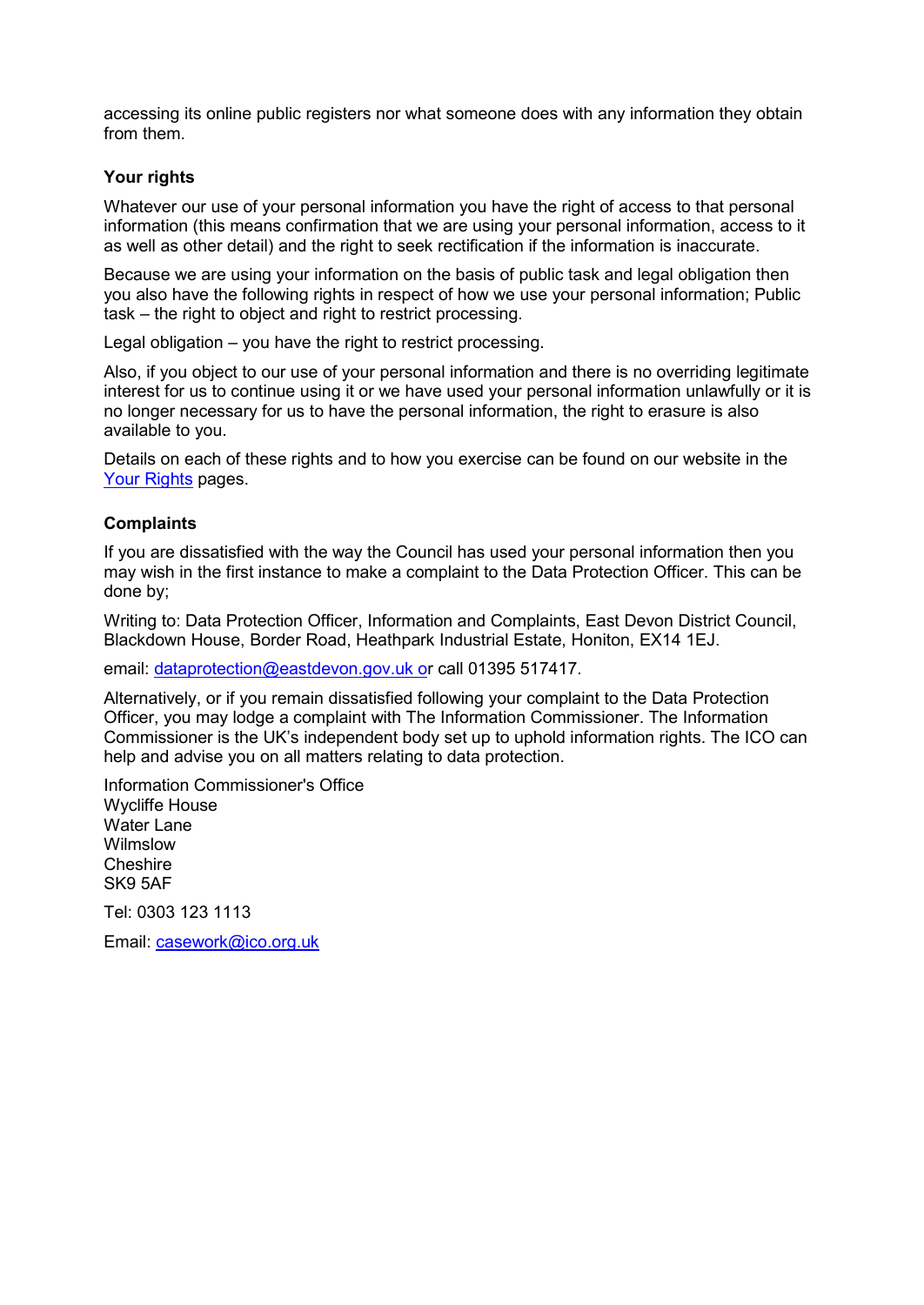accessing its online public registers nor what someone does with any information they obtain from them.

**Your rights**

Whatever our use of your personal information you have the right of access to that personal information (this means confirmation that we are using your personal information, access to it as well as other detail) and the right to seek rectification if the information is inaccurate.

Because we are using your information on the basis of public task and legal obligation then you also have the following rights in respect of how we use your personal information; Public task – the right to object and right to restrict processing.

Legal obligation – you have the right to restrict processing.

Also, if you object to our use of your personal information and there is no overriding legitimate interest for us to continue using it or we have used your personal information unlawfully or it is no longer necessary for us to have the personal information, the right to erasure is also available to you.

Details on each of these rights and to how you exercise can be found on our website in the Your Rights pages.

**Complaints**

If you are dissatisfied with the way the Council has used your personal information then you may wish in the first instance to make a complaint to the Data Protection Officer. This can be done by;

Writing to: Data Protection Officer, Information and Complaints, East Devon District Council, Blackdown House, Border Road, Heathpark Industrial Estate, Honiton, EX14 1EJ.

email: dataprotection@eastdevon.gov.uk or call 01395 517417.

Alternatively, or if you remain dissatisfied following your complaint to the Data Protection Officer, you may lodge a complaint with The Information Commissioner. The Information Commissioner is the UK's independent body set up to uphold information rights. The ICO can help and advise you on all matters relating to data protection.

Information Commissioner's Office
Wycliffe House
Water Lane
Wilmslow
Cheshire
SK9 5AF

Tel: 0303 123 1113

Email: casework@ico.org.uk